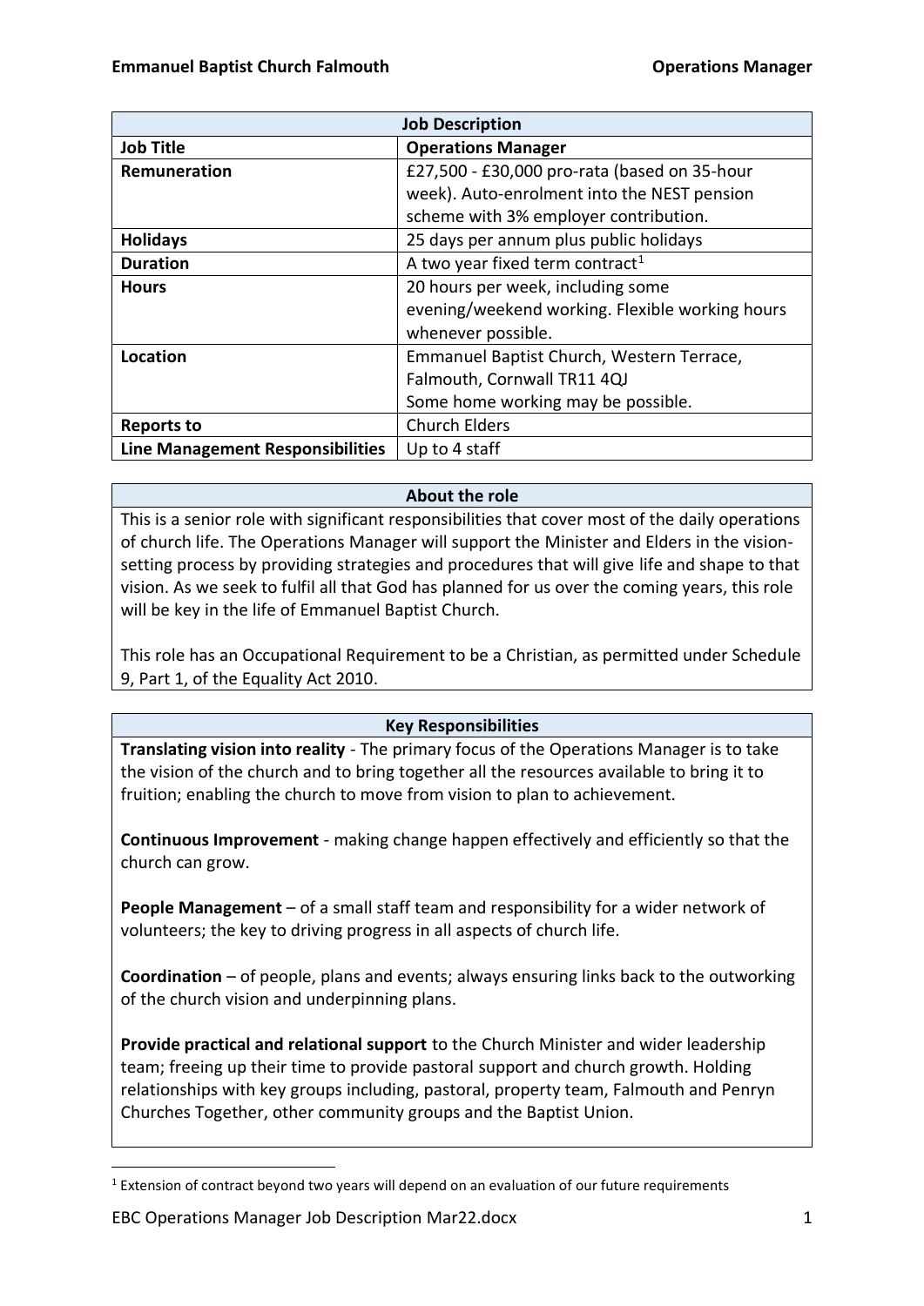| Job Description | |
|---|---|
| **Job Title** | **Operations Manager** |
| **Remuneration** | £27,500 - £30,000 pro-rata (based on 35-hour week). Auto-enrolment into the NEST pension scheme with 3% employer contribution. |
| **Holidays** | 25 days per annum plus public holidays |
| **Duration** | A two year fixed term contract[1] |
| **Hours** | 20 hours per week, including some evening/weekend working. Flexible working hours whenever possible. |
| **Location** | Emmanuel Baptist Church, Western Terrace, Falmouth, Cornwall TR11 4QJ<br>Some home working may be possible. |
| **Reports to** | Church Elders |
| **Line Management Responsibilities** | Up to 4 staff |

## About the role

This is a senior role with significant responsibilities that cover most of the daily operations of church life. The Operations Manager will support the Minister and Elders in the vision-setting process by providing strategies and procedures that will give life and shape to that vision. As we seek to fulfil all that God has planned for us over the coming years, this role will be key in the life of Emmanuel Baptist Church.

This role has an Occupational Requirement to be a Christian, as permitted under Schedule 9, Part 1, of the Equality Act 2010.

## Key Responsibilities

**Translating vision into reality** - The primary focus of the Operations Manager is to take the vision of the church and to bring together all the resources available to bring it to fruition; enabling the church to move from vision to plan to achievement.

**Continuous Improvement** - making change happen effectively and efficiently so that the church can grow.

**People Management** – of a small staff team and responsibility for a wider network of volunteers; the key to driving progress in all aspects of church life.

**Coordination** – of people, plans and events; always ensuring links back to the outworking of the church vision and underpinning plans.

**Provide practical and relational support** to the Church Minister and wider leadership team; freeing up their time to provide pastoral support and church growth. Holding relationships with key groups including, pastoral, property team, Falmouth and Penryn Churches Together, other community groups and the Baptist Union.

[1] Extension of contract beyond two years will depend on an evaluation of our future requirements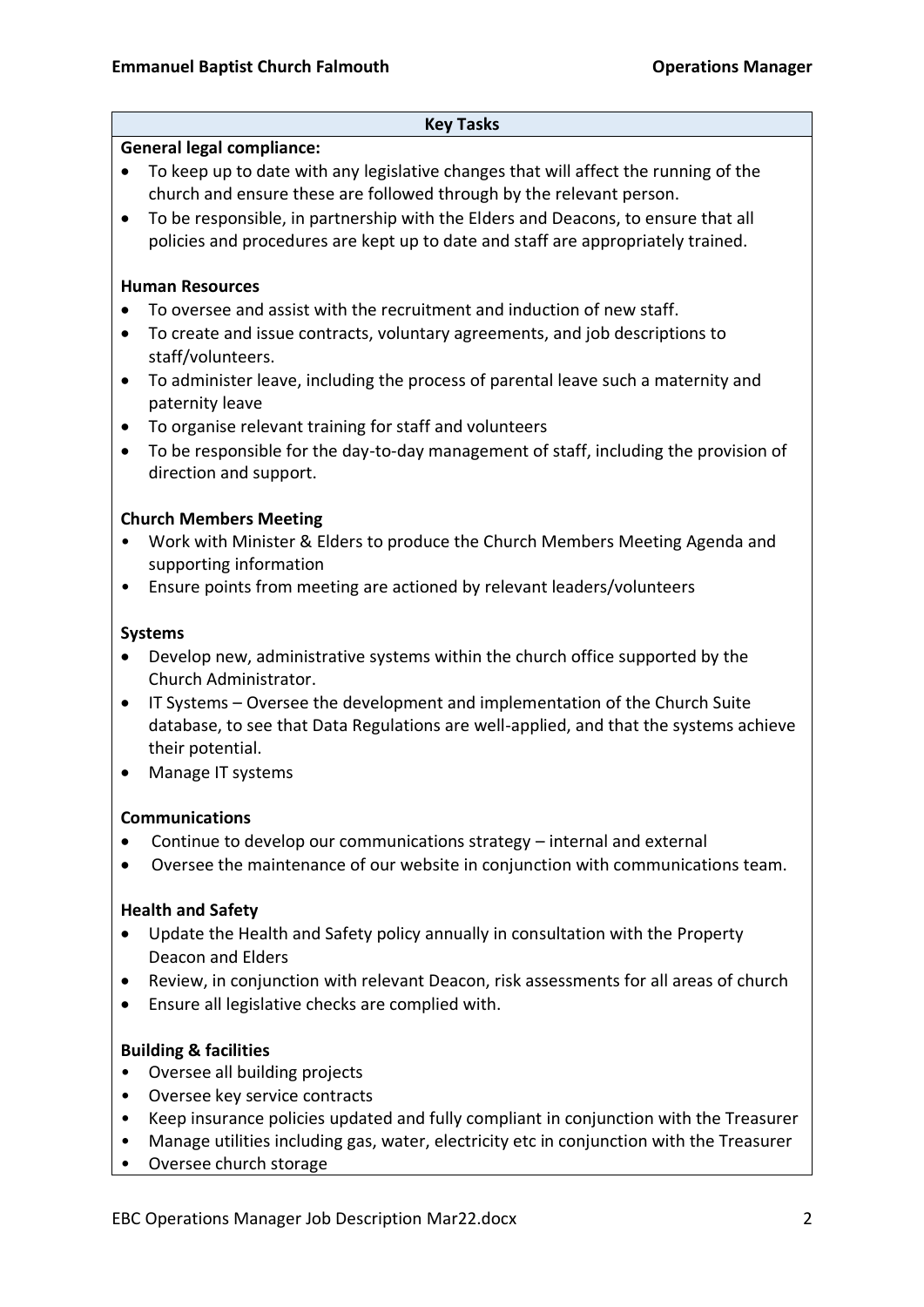## Key Tasks

**General legal compliance:**

- To keep up to date with any legislative changes that will affect the running of the church and ensure these are followed through by the relevant person.
- To be responsible, in partnership with the Elders and Deacons, to ensure that all policies and procedures are kept up to date and staff are appropriately trained.

**Human Resources**

- To oversee and assist with the recruitment and induction of new staff.
- To create and issue contracts, voluntary agreements, and job descriptions to staff/volunteers.
- To administer leave, including the process of parental leave such a maternity and paternity leave
- To organise relevant training for staff and volunteers
- To be responsible for the day-to-day management of staff, including the provision of direction and support.

**Church Members Meeting**

- Work with Minister & Elders to produce the Church Members Meeting Agenda and supporting information
- Ensure points from meeting are actioned by relevant leaders/volunteers

**Systems**

- Develop new, administrative systems within the church office supported by the Church Administrator.
- IT Systems – Oversee the development and implementation of the Church Suite database, to see that Data Regulations are well-applied, and that the systems achieve their potential.
- Manage IT systems

**Communications**

- Continue to develop our communications strategy – internal and external
- Oversee the maintenance of our website in conjunction with communications team.

**Health and Safety**

- Update the Health and Safety policy annually in consultation with the Property Deacon and Elders
- Review, in conjunction with relevant Deacon, risk assessments for all areas of church
- Ensure all legislative checks are complied with.

**Building & facilities**

- Oversee all building projects
- Oversee key service contracts
- Keep insurance policies updated and fully compliant in conjunction with the Treasurer
- Manage utilities including gas, water, electricity etc in conjunction with the Treasurer
- Oversee church storage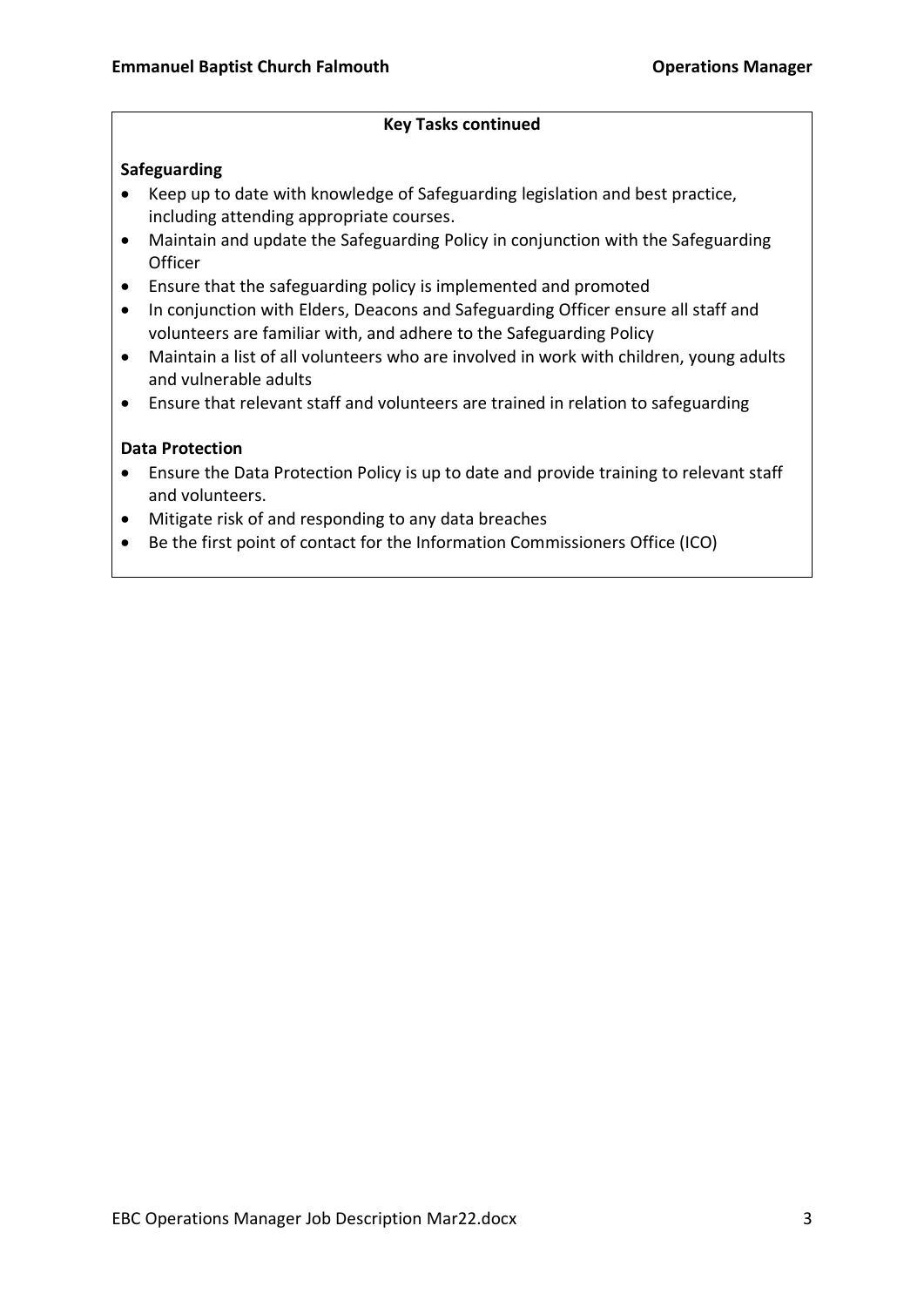**Key Tasks continued**

**Safeguarding**

- Keep up to date with knowledge of Safeguarding legislation and best practice, including attending appropriate courses.
- Maintain and update the Safeguarding Policy in conjunction with the Safeguarding Officer
- Ensure that the safeguarding policy is implemented and promoted
- In conjunction with Elders, Deacons and Safeguarding Officer ensure all staff and volunteers are familiar with, and adhere to the Safeguarding Policy
- Maintain a list of all volunteers who are involved in work with children, young adults and vulnerable adults
- Ensure that relevant staff and volunteers are trained in relation to safeguarding

**Data Protection**

- Ensure the Data Protection Policy is up to date and provide training to relevant staff and volunteers.
- Mitigate risk of and responding to any data breaches
- Be the first point of contact for the Information Commissioners Office (ICO)